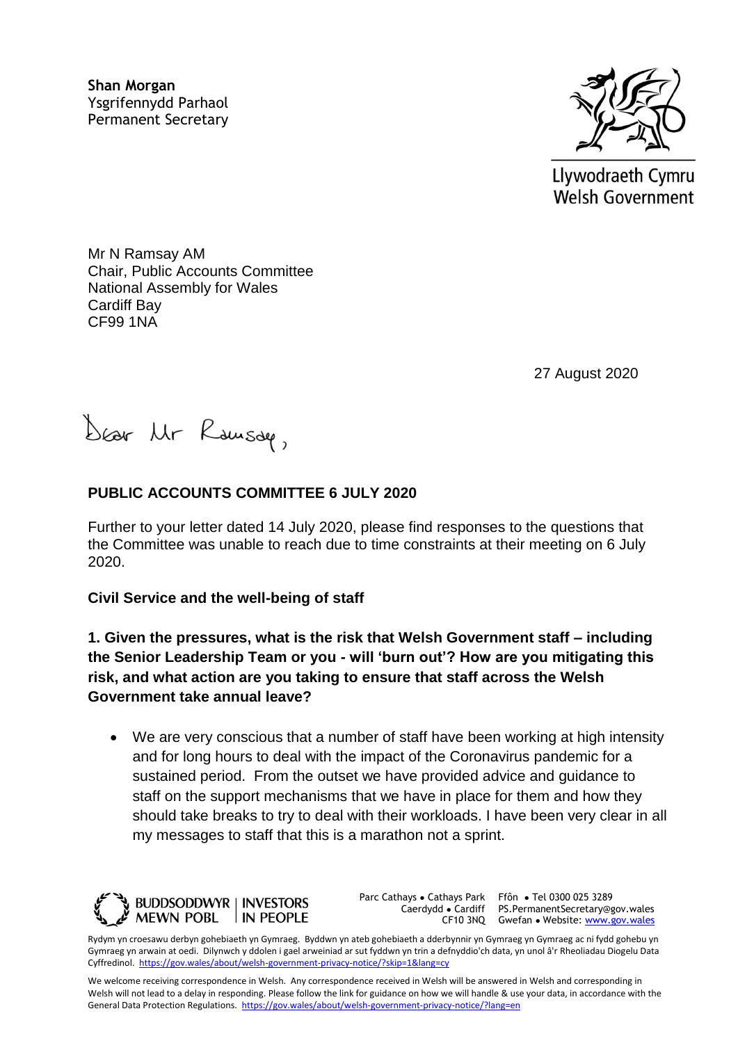**Shan Morgan**
Ysgrifennydd Parhaol
Permanent Secretary

Llywodraeth Cymru
Welsh Government

Mr N Ramsay AM
Chair, Public Accounts Committee
National Assembly for Wales
Cardiff Bay
CF99 1NA

27 August 2020

Dear Mr Ramsay,

**PUBLIC ACCOUNTS COMMITTEE 6 JULY 2020**

Further to your letter dated 14 July 2020, please find responses to the questions that the Committee was unable to reach due to time constraints at their meeting on 6 July 2020.

**Civil Service and the well-being of staff**

**1. Given the pressures, what is the risk that Welsh Government staff – including the Senior Leadership Team or you - will 'burn out'? How are you mitigating this risk, and what action are you taking to ensure that staff across the Welsh Government take annual leave?**

- We are very conscious that a number of staff have been working at high intensity and for long hours to deal with the impact of the Coronavirus pandemic for a sustained period. From the outset we have provided advice and guidance to staff on the support mechanisms that we have in place for them and how they should take breaks to try to deal with their workloads. I have been very clear in all my messages to staff that this is a marathon not a sprint.

BUDDSODDWYR MEWN POBL | INVESTORS IN PEOPLE

Parc Cathays ● Cathays Park
Caerdydd ● Cardiff
CF10 3NQ

Ffôn ● Tel 0300 025 3289
PS.PermanentSecretary@gov.wales
Gwefan ● Website: www.gov.wales

Rydym yn croesawu derbyn gohebiaeth yn Gymraeg. Byddwn yn ateb gohebiaeth a dderbynnir yn Gymraeg yn Gymraeg ac ni fydd gohebu yn Gymraeg yn arwain at oedi. Dilynwch y ddolen i gael arweiniad ar sut fyddwn yn trin a defnyddio'ch data, yn unol â'r Rheoliadau Diogelu Data Cyffredinol. https://gov.wales/about/welsh-government-privacy-notice/?skip=1&lang=cy

We welcome receiving correspondence in Welsh. Any correspondence received in Welsh will be answered in Welsh and corresponding in Welsh will not lead to a delay in responding. Please follow the link for guidance on how we will handle & use your data, in accordance with the General Data Protection Regulations. https://gov.wales/about/welsh-government-privacy-notice/?lang=en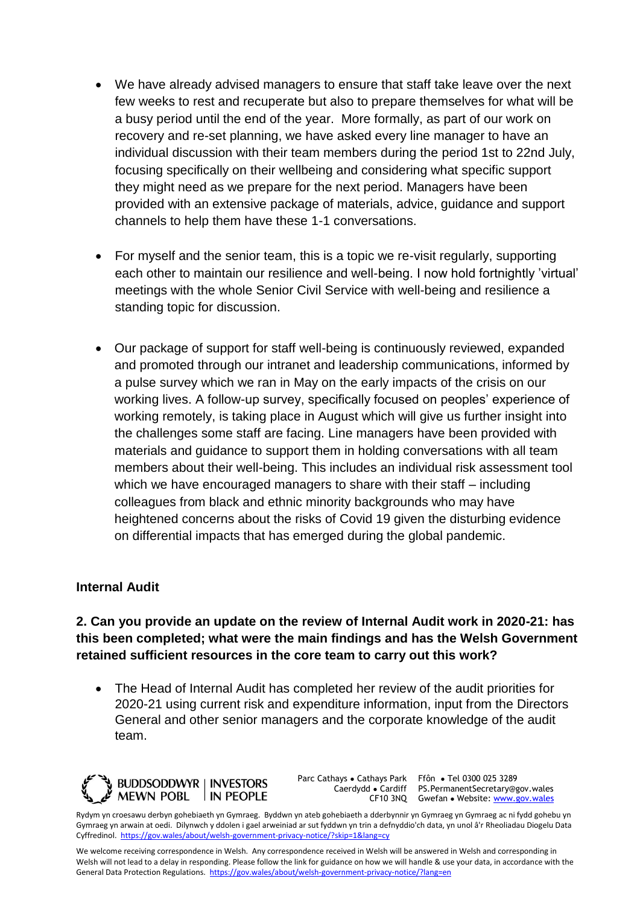- We have already advised managers to ensure that staff take leave over the next few weeks to rest and recuperate but also to prepare themselves for what will be a busy period until the end of the year. More formally, as part of our work on recovery and re-set planning, we have asked every line manager to have an individual discussion with their team members during the period 1st to 22nd July, focusing specifically on their wellbeing and considering what specific support they might need as we prepare for the next period. Managers have been provided with an extensive package of materials, advice, guidance and support channels to help them have these 1-1 conversations.

- For myself and the senior team, this is a topic we re-visit regularly, supporting each other to maintain our resilience and well-being. I now hold fortnightly 'virtual' meetings with the whole Senior Civil Service with well-being and resilience a standing topic for discussion.

- Our package of support for staff well-being is continuously reviewed, expanded and promoted through our intranet and leadership communications, informed by a pulse survey which we ran in May on the early impacts of the crisis on our working lives. A follow-up survey, specifically focused on peoples' experience of working remotely, is taking place in August which will give us further insight into the challenges some staff are facing. Line managers have been provided with materials and guidance to support them in holding conversations with all team members about their well-being. This includes an individual risk assessment tool which we have encouraged managers to share with their staff – including colleagues from black and ethnic minority backgrounds who may have heightened concerns about the risks of Covid 19 given the disturbing evidence on differential impacts that has emerged during the global pandemic.

**Internal Audit**

**2. Can you provide an update on the review of Internal Audit work in 2020-21: has this been completed; what were the main findings and has the Welsh Government retained sufficient resources in the core team to carry out this work?**

- The Head of Internal Audit has completed her review of the audit priorities for 2020-21 using current risk and expenditure information, input from the Directors General and other senior managers and the corporate knowledge of the audit team.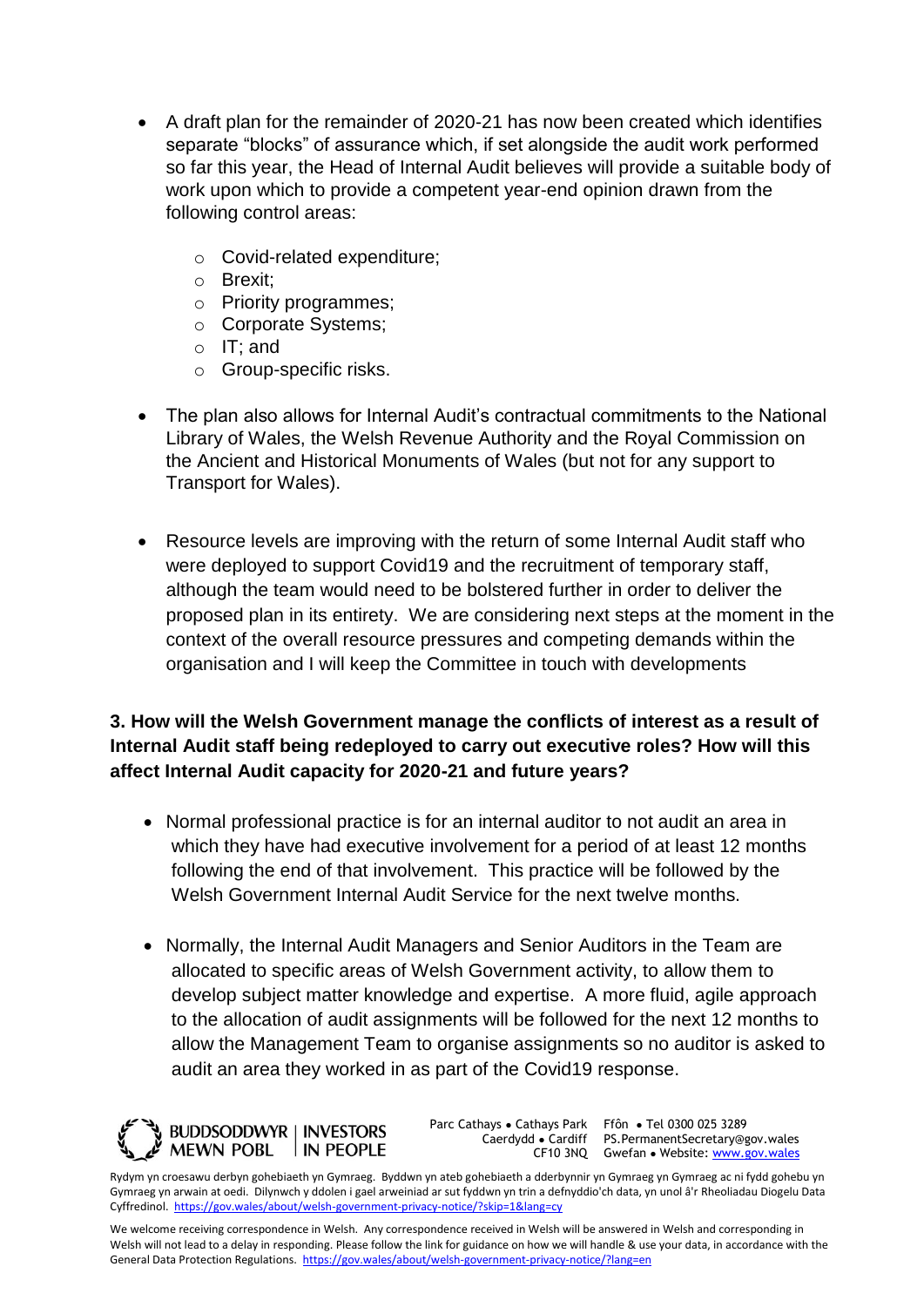- A draft plan for the remainder of 2020-21 has now been created which identifies separate "blocks" of assurance which, if set alongside the audit work performed so far this year, the Head of Internal Audit believes will provide a suitable body of work upon which to provide a competent year-end opinion drawn from the following control areas:
  - Covid-related expenditure;
  - Brexit;
  - Priority programmes;
  - Corporate Systems;
  - IT; and
  - Group-specific risks.

- The plan also allows for Internal Audit's contractual commitments to the National Library of Wales, the Welsh Revenue Authority and the Royal Commission on the Ancient and Historical Monuments of Wales (but not for any support to Transport for Wales).

- Resource levels are improving with the return of some Internal Audit staff who were deployed to support Covid19 and the recruitment of temporary staff, although the team would need to be bolstered further in order to deliver the proposed plan in its entirety. We are considering next steps at the moment in the context of the overall resource pressures and competing demands within the organisation and I will keep the Committee in touch with developments

**3. How will the Welsh Government manage the conflicts of interest as a result of Internal Audit staff being redeployed to carry out executive roles? How will this affect Internal Audit capacity for 2020-21 and future years?**

- Normal professional practice is for an internal auditor to not audit an area in which they have had executive involvement for a period of at least 12 months following the end of that involvement. This practice will be followed by the Welsh Government Internal Audit Service for the next twelve months.

- Normally, the Internal Audit Managers and Senior Auditors in the Team are allocated to specific areas of Welsh Government activity, to allow them to develop subject matter knowledge and expertise. A more fluid, agile approach to the allocation of audit assignments will be followed for the next 12 months to allow the Management Team to organise assignments so no auditor is asked to audit an area they worked in as part of the Covid19 response.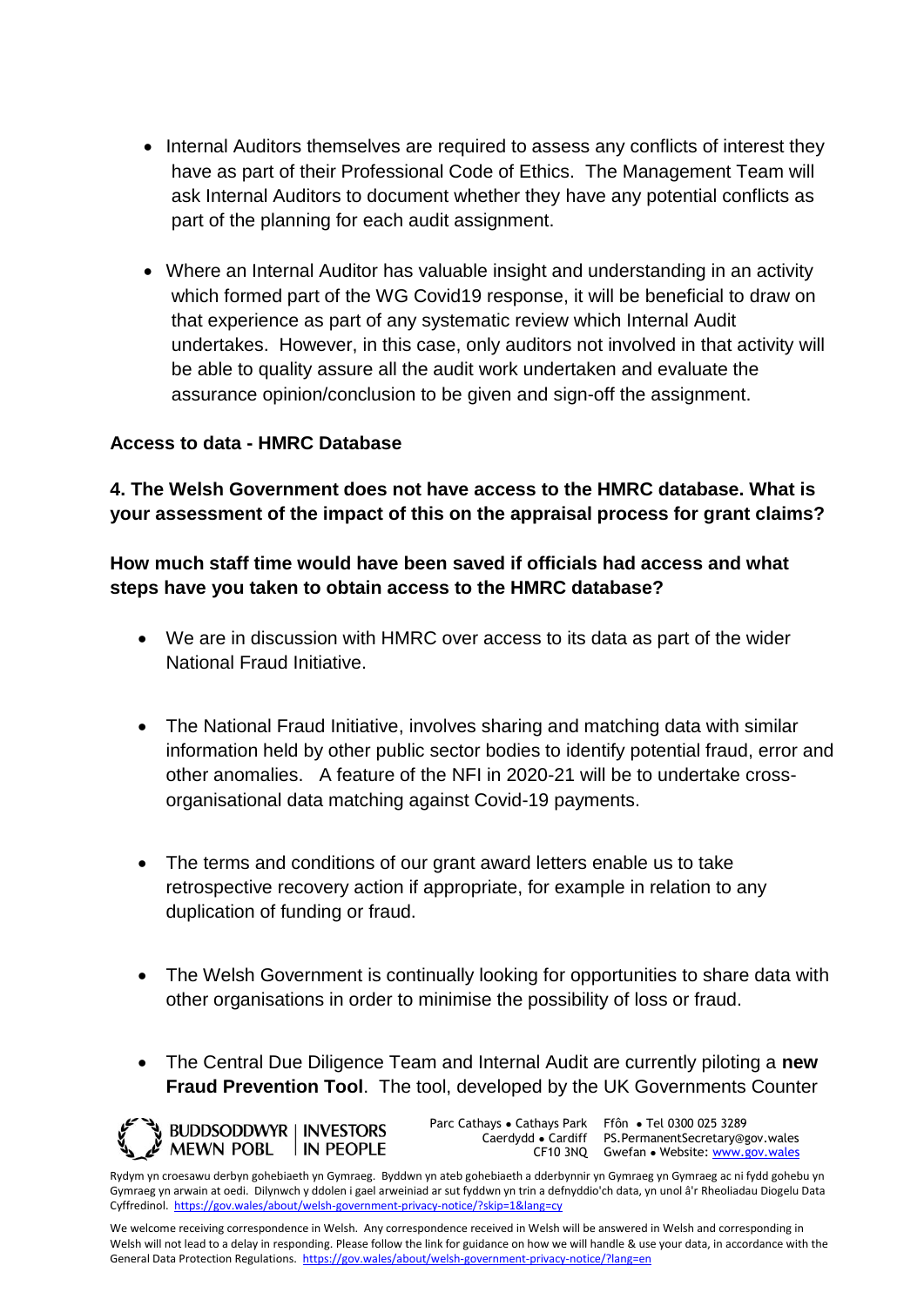- Internal Auditors themselves are required to assess any conflicts of interest they have as part of their Professional Code of Ethics.  The Management Team will ask Internal Auditors to document whether they have any potential conflicts as part of the planning for each audit assignment.

- Where an Internal Auditor has valuable insight and understanding in an activity which formed part of the WG Covid19 response, it will be beneficial to draw on that experience as part of any systematic review which Internal Audit undertakes.  However, in this case, only auditors not involved in that activity will be able to quality assure all the audit work undertaken and evaluate the assurance opinion/conclusion to be given and sign-off the assignment.

**Access to data - HMRC Database**

**4. The Welsh Government does not have access to the HMRC database. What is your assessment of the impact of this on the appraisal process for grant claims?**

**How much staff time would have been saved if officials had access and what steps have you taken to obtain access to the HMRC database?**

- We are in discussion with HMRC over access to its data as part of the wider National Fraud Initiative.

- The National Fraud Initiative, involves sharing and matching data with similar information held by other public sector bodies to identify potential fraud, error and other anomalies.   A feature of the NFI in 2020-21 will be to undertake cross-organisational data matching against Covid-19 payments.

- The terms and conditions of our grant award letters enable us to take retrospective recovery action if appropriate, for example in relation to any duplication of funding or fraud.

- The Welsh Government is continually looking for opportunities to share data with other organisations in order to minimise the possibility of loss or fraud.

- The Central Due Diligence Team and Internal Audit are currently piloting a **new Fraud Prevention Tool**.  The tool, developed by the UK Governments Counter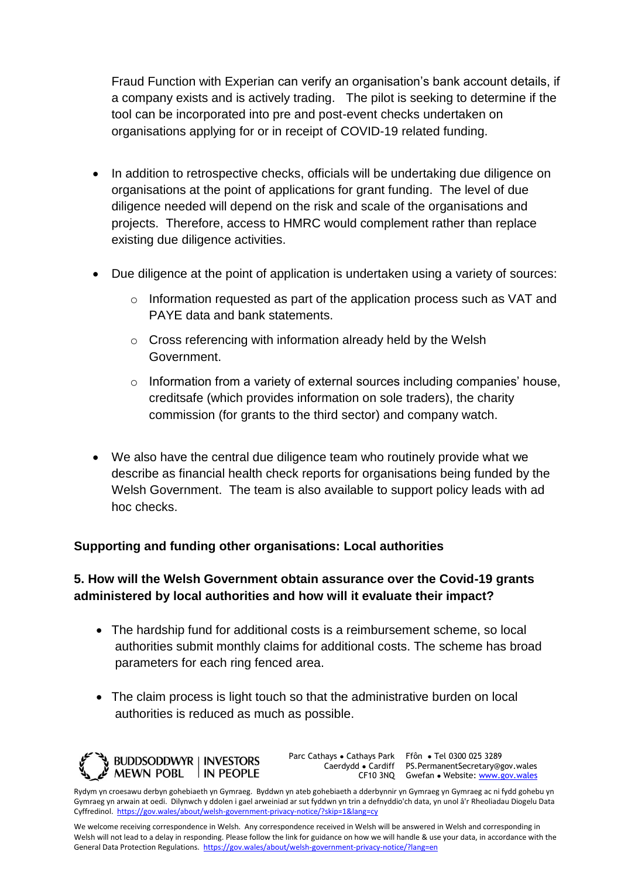Fraud Function with Experian can verify an organisation's bank account details, if a company exists and is actively trading. The pilot is seeking to determine if the tool can be incorporated into pre and post-event checks undertaken on organisations applying for or in receipt of COVID-19 related funding.

- In addition to retrospective checks, officials will be undertaking due diligence on organisations at the point of applications for grant funding. The level of due diligence needed will depend on the risk and scale of the organisations and projects. Therefore, access to HMRC would complement rather than replace existing due diligence activities.

- Due diligence at the point of application is undertaken using a variety of sources:
  - Information requested as part of the application process such as VAT and PAYE data and bank statements.
  - Cross referencing with information already held by the Welsh Government.
  - Information from a variety of external sources including companies' house, creditsafe (which provides information on sole traders), the charity commission (for grants to the third sector) and company watch.

- We also have the central due diligence team who routinely provide what we describe as financial health check reports for organisations being funded by the Welsh Government. The team is also available to support policy leads with ad hoc checks.

**Supporting and funding other organisations: Local authorities**

**5. How will the Welsh Government obtain assurance over the Covid-19 grants administered by local authorities and how will it evaluate their impact?**

- The hardship fund for additional costs is a reimbursement scheme, so local authorities submit monthly claims for additional costs. The scheme has broad parameters for each ring fenced area.

- The claim process is light touch so that the administrative burden on local authorities is reduced as much as possible.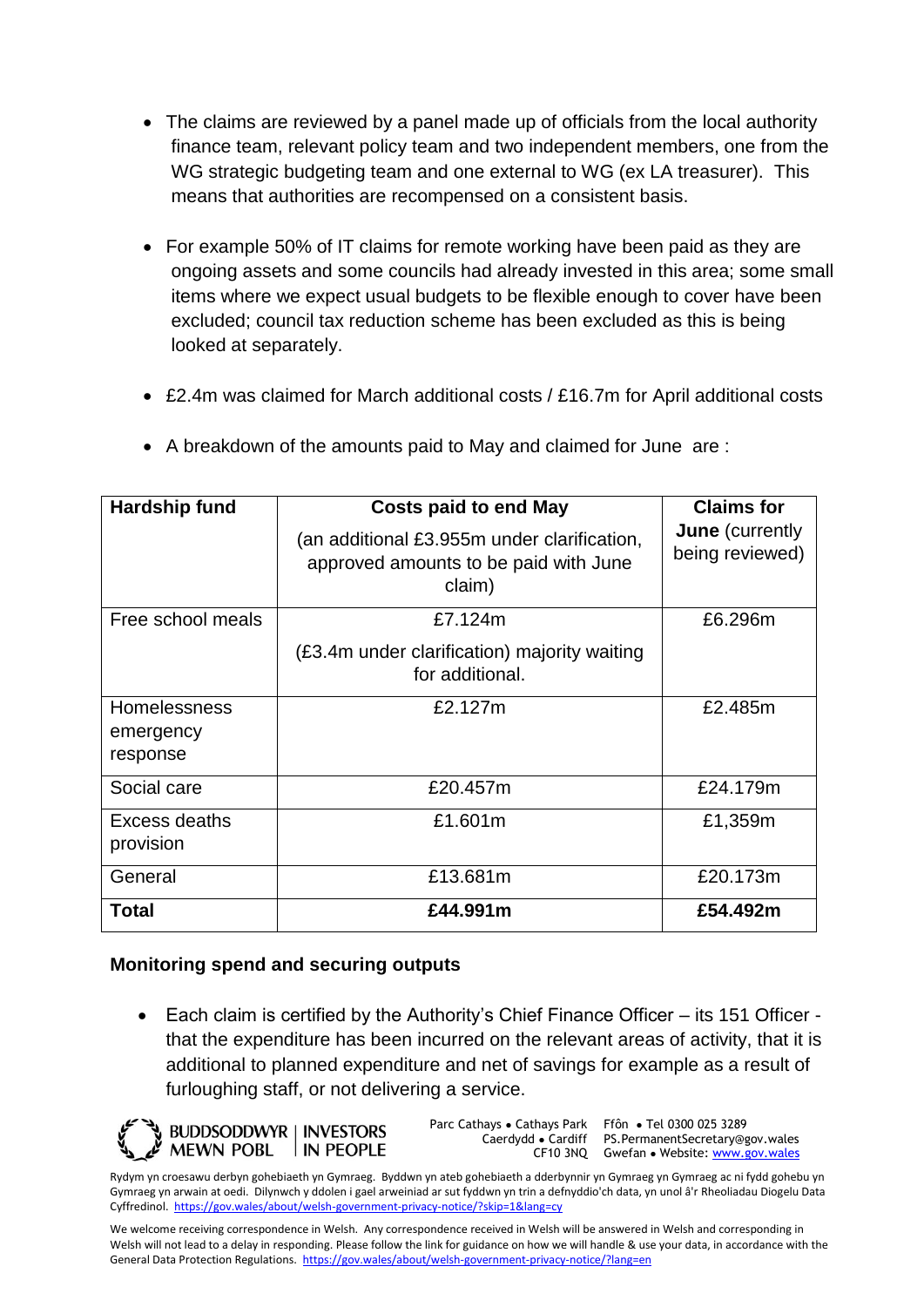- The claims are reviewed by a panel made up of officials from the local authority finance team, relevant policy team and two independent members, one from the WG strategic budgeting team and one external to WG (ex LA treasurer). This means that authorities are recompensed on a consistent basis.
- For example 50% of IT claims for remote working have been paid as they are ongoing assets and some councils had already invested in this area; some small items where we expect usual budgets to be flexible enough to cover have been excluded; council tax reduction scheme has been excluded as this is being looked at separately.
- £2.4m was claimed for March additional costs / £16.7m for April additional costs
- A breakdown of the amounts paid to May and claimed for June are :

| **Hardship fund** | **Costs paid to end May** (an additional £3.955m under clarification, approved amounts to be paid with June claim) | **Claims for June** (currently being reviewed) |
|---|---|---|
| Free school meals | £7.124m (£3.4m under clarification) majority waiting for additional. | £6.296m |
| Homelessness emergency response | £2.127m | £2.485m |
| Social care | £20.457m | £24.179m |
| Excess deaths provision | £1.601m | £1,359m |
| General | £13.681m | £20.173m |
| **Total** | **£44.991m** | **£54.492m** |

## Monitoring spend and securing outputs

- Each claim is certified by the Authority's Chief Finance Officer – its 151 Officer - that the expenditure has been incurred on the relevant areas of activity, that it is additional to planned expenditure and net of savings for example as a result of furloughing staff, or not delivering a service.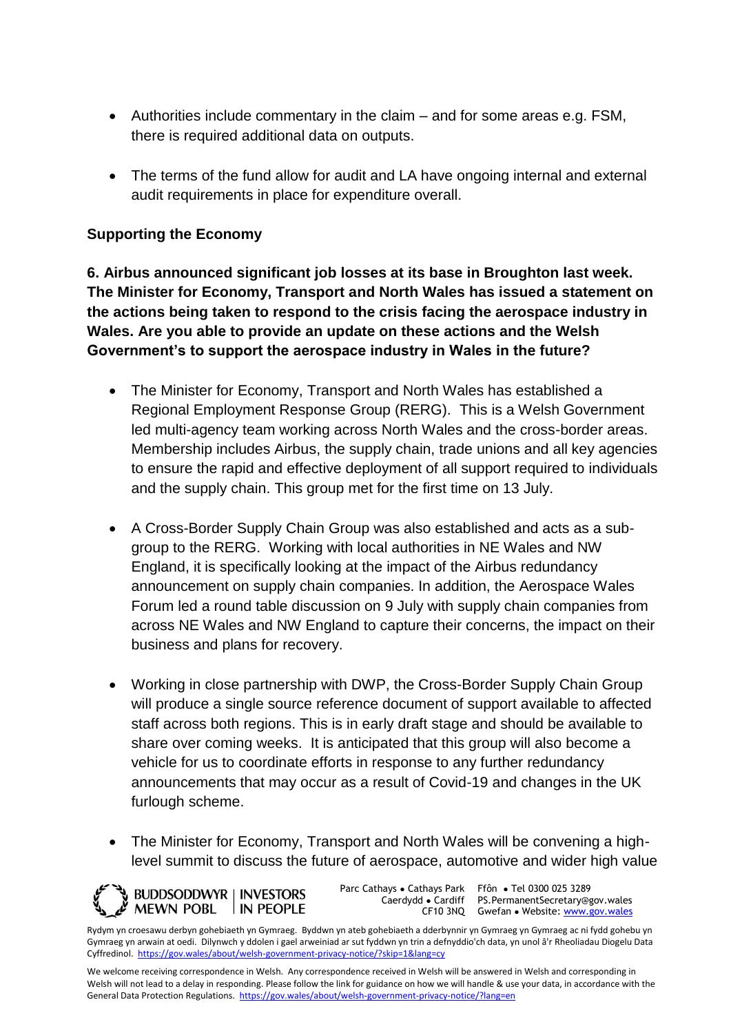- Authorities include commentary in the claim – and for some areas e.g. FSM, there is required additional data on outputs.

- The terms of the fund allow for audit and LA have ongoing internal and external audit requirements in place for expenditure overall.

**Supporting the Economy**

**6. Airbus announced significant job losses at its base in Broughton last week. The Minister for Economy, Transport and North Wales has issued a statement on the actions being taken to respond to the crisis facing the aerospace industry in Wales. Are you able to provide an update on these actions and the Welsh Government's to support the aerospace industry in Wales in the future?**

- The Minister for Economy, Transport and North Wales has established a Regional Employment Response Group (RERG). This is a Welsh Government led multi-agency team working across North Wales and the cross-border areas. Membership includes Airbus, the supply chain, trade unions and all key agencies to ensure the rapid and effective deployment of all support required to individuals and the supply chain. This group met for the first time on 13 July.

- A Cross-Border Supply Chain Group was also established and acts as a sub-group to the RERG. Working with local authorities in NE Wales and NW England, it is specifically looking at the impact of the Airbus redundancy announcement on supply chain companies. In addition, the Aerospace Wales Forum led a round table discussion on 9 July with supply chain companies from across NE Wales and NW England to capture their concerns, the impact on their business and plans for recovery.

- Working in close partnership with DWP, the Cross-Border Supply Chain Group will produce a single source reference document of support available to affected staff across both regions. This is in early draft stage and should be available to share over coming weeks. It is anticipated that this group will also become a vehicle for us to coordinate efforts in response to any further redundancy announcements that may occur as a result of Covid-19 and changes in the UK furlough scheme.

- The Minister for Economy, Transport and North Wales will be convening a high-level summit to discuss the future of aerospace, automotive and wider high value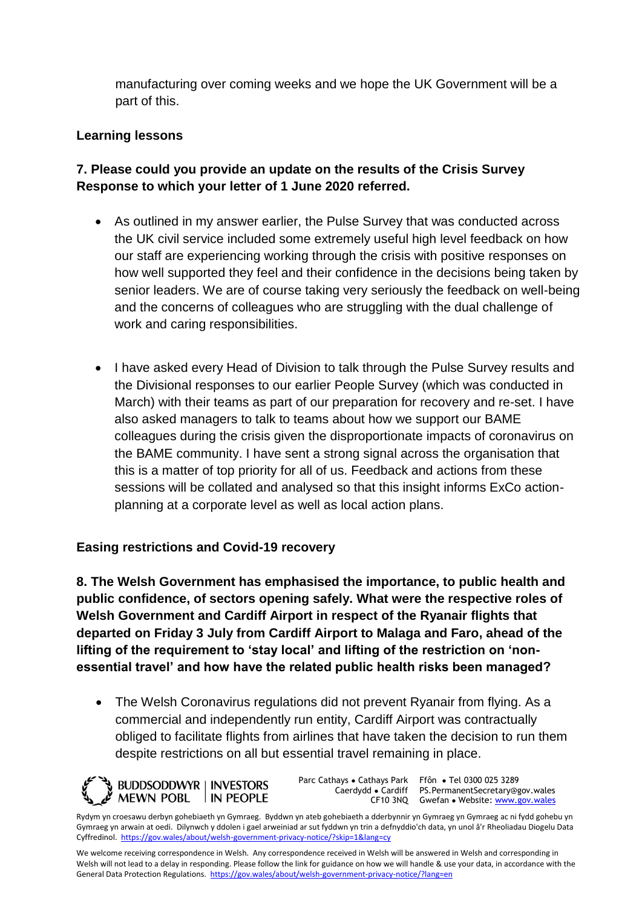manufacturing over coming weeks and we hope the UK Government will be a part of this.

**Learning lessons**

**7. Please could you provide an update on the results of the Crisis Survey Response to which your letter of 1 June 2020 referred.**

- As outlined in my answer earlier, the Pulse Survey that was conducted across the UK civil service included some extremely useful high level feedback on how our staff are experiencing working through the crisis with positive responses on how well supported they feel and their confidence in the decisions being taken by senior leaders. We are of course taking very seriously the feedback on well-being and the concerns of colleagues who are struggling with the dual challenge of work and caring responsibilities.

- I have asked every Head of Division to talk through the Pulse Survey results and the Divisional responses to our earlier People Survey (which was conducted in March) with their teams as part of our preparation for recovery and re-set. I have also asked managers to talk to teams about how we support our BAME colleagues during the crisis given the disproportionate impacts of coronavirus on the BAME community. I have sent a strong signal across the organisation that this is a matter of top priority for all of us. Feedback and actions from these sessions will be collated and analysed so that this insight informs ExCo action-planning at a corporate level as well as local action plans.

**Easing restrictions and Covid-19 recovery**

**8. The Welsh Government has emphasised the importance, to public health and public confidence, of sectors opening safely. What were the respective roles of Welsh Government and Cardiff Airport in respect of the Ryanair flights that departed on Friday 3 July from Cardiff Airport to Malaga and Faro, ahead of the lifting of the requirement to 'stay local' and lifting of the restriction on 'non-essential travel' and how have the related public health risks been managed?**

- The Welsh Coronavirus regulations did not prevent Ryanair from flying. As a commercial and independently run entity, Cardiff Airport was contractually obliged to facilitate flights from airlines that have taken the decision to run them despite restrictions on all but essential travel remaining in place.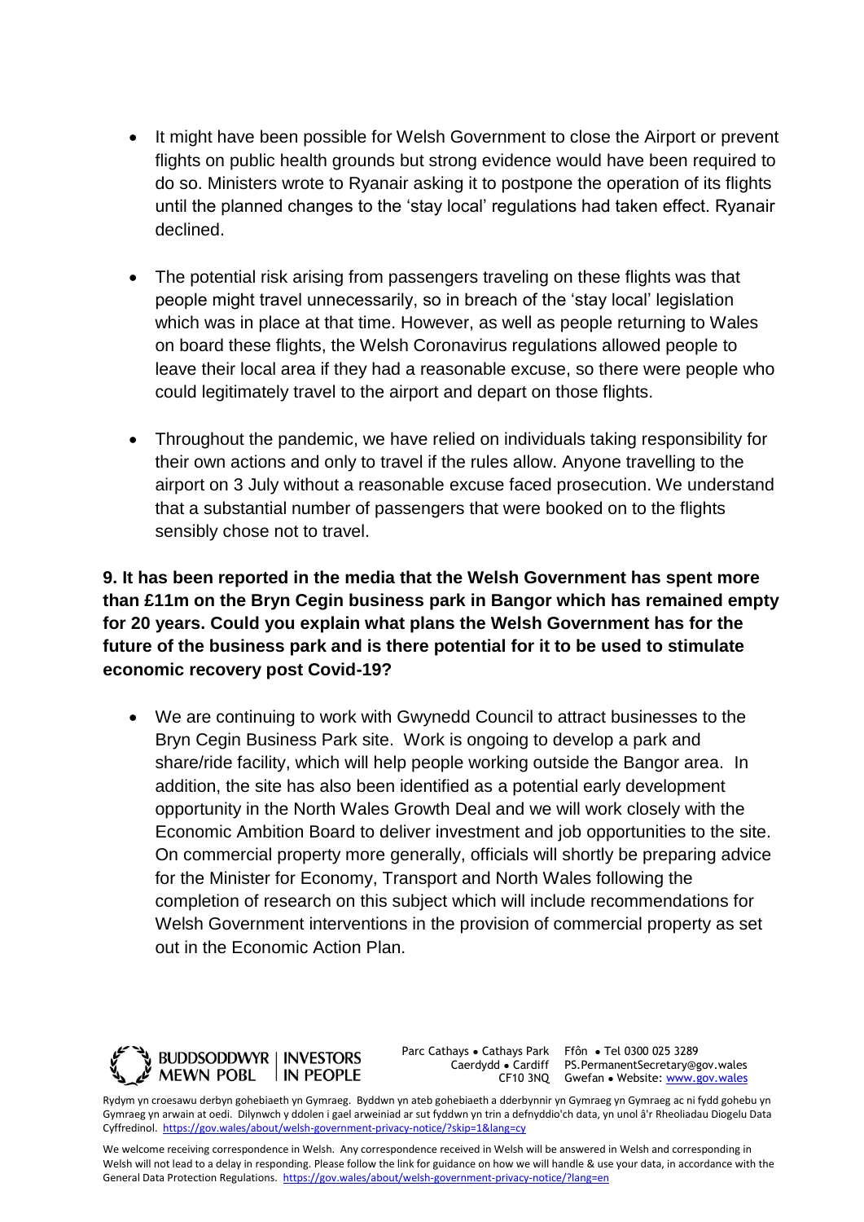- It might have been possible for Welsh Government to close the Airport or prevent flights on public health grounds but strong evidence would have been required to do so. Ministers wrote to Ryanair asking it to postpone the operation of its flights until the planned changes to the 'stay local' regulations had taken effect. Ryanair declined.

- The potential risk arising from passengers traveling on these flights was that people might travel unnecessarily, so in breach of the 'stay local' legislation which was in place at that time. However, as well as people returning to Wales on board these flights, the Welsh Coronavirus regulations allowed people to leave their local area if they had a reasonable excuse, so there were people who could legitimately travel to the airport and depart on those flights.

- Throughout the pandemic, we have relied on individuals taking responsibility for their own actions and only to travel if the rules allow. Anyone travelling to the airport on 3 July without a reasonable excuse faced prosecution. We understand that a substantial number of passengers that were booked on to the flights sensibly chose not to travel.

**9. It has been reported in the media that the Welsh Government has spent more than £11m on the Bryn Cegin business park in Bangor which has remained empty for 20 years. Could you explain what plans the Welsh Government has for the future of the business park and is there potential for it to be used to stimulate economic recovery post Covid-19?**

- We are continuing to work with Gwynedd Council to attract businesses to the Bryn Cegin Business Park site. Work is ongoing to develop a park and share/ride facility, which will help people working outside the Bangor area. In addition, the site has also been identified as a potential early development opportunity in the North Wales Growth Deal and we will work closely with the Economic Ambition Board to deliver investment and job opportunities to the site. On commercial property more generally, officials will shortly be preparing advice for the Minister for Economy, Transport and North Wales following the completion of research on this subject which will include recommendations for Welsh Government interventions in the provision of commercial property as set out in the Economic Action Plan.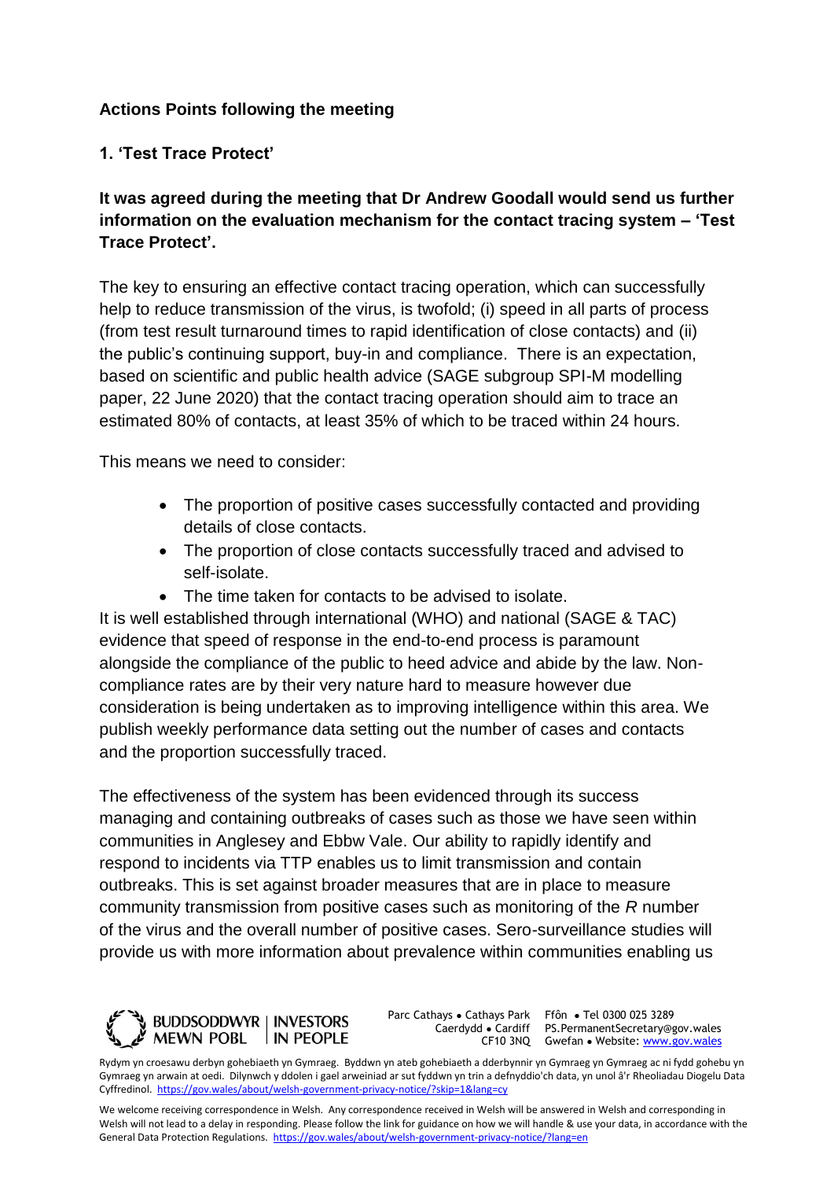**Actions Points following the meeting**

**1. 'Test Trace Protect'**

**It was agreed during the meeting that Dr Andrew Goodall would send us further information on the evaluation mechanism for the contact tracing system – 'Test Trace Protect'.**

The key to ensuring an effective contact tracing operation, which can successfully help to reduce transmission of the virus, is twofold; (i) speed in all parts of process (from test result turnaround times to rapid identification of close contacts) and (ii) the public's continuing support, buy-in and compliance. There is an expectation, based on scientific and public health advice (SAGE subgroup SPI-M modelling paper, 22 June 2020) that the contact tracing operation should aim to trace an estimated 80% of contacts, at least 35% of which to be traced within 24 hours.

This means we need to consider:

- The proportion of positive cases successfully contacted and providing details of close contacts.
- The proportion of close contacts successfully traced and advised to self-isolate.
- The time taken for contacts to be advised to isolate.

It is well established through international (WHO) and national (SAGE & TAC) evidence that speed of response in the end-to-end process is paramount alongside the compliance of the public to heed advice and abide by the law. Non-compliance rates are by their very nature hard to measure however due consideration is being undertaken as to improving intelligence within this area. We publish weekly performance data setting out the number of cases and contacts and the proportion successfully traced.

The effectiveness of the system has been evidenced through its success managing and containing outbreaks of cases such as those we have seen within communities in Anglesey and Ebbw Vale. Our ability to rapidly identify and respond to incidents via TTP enables us to limit transmission and contain outbreaks. This is set against broader measures that are in place to measure community transmission from positive cases such as monitoring of the *R* number of the virus and the overall number of positive cases. Sero-surveillance studies will provide us with more information about prevalence within communities enabling us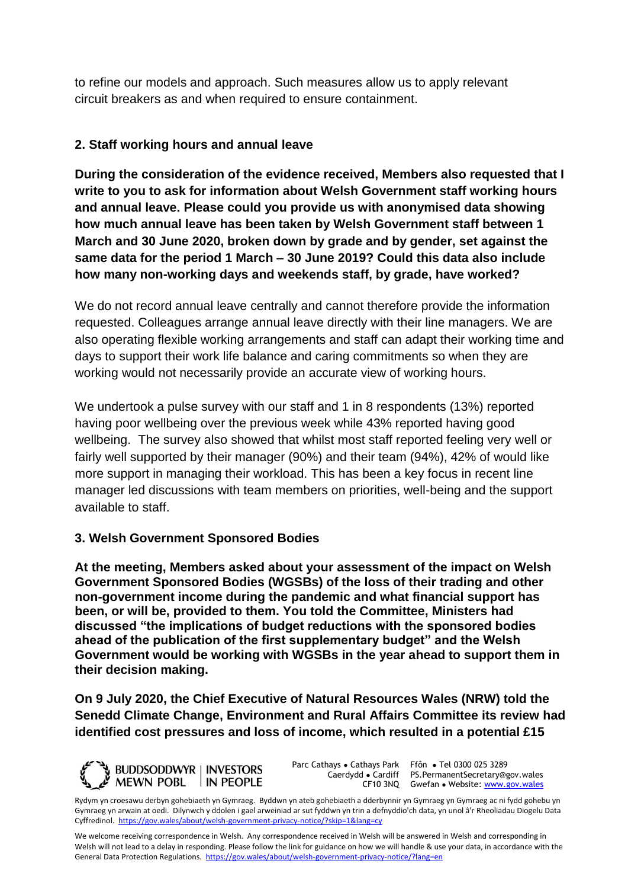to refine our models and approach. Such measures allow us to apply relevant circuit breakers as and when required to ensure containment.

## 2. Staff working hours and annual leave

**During the consideration of the evidence received, Members also requested that I write to you to ask for information about Welsh Government staff working hours and annual leave. Please could you provide us with anonymised data showing how much annual leave has been taken by Welsh Government staff between 1 March and 30 June 2020, broken down by grade and by gender, set against the same data for the period 1 March – 30 June 2019? Could this data also include how many non-working days and weekends staff, by grade, have worked?**

We do not record annual leave centrally and cannot therefore provide the information requested. Colleagues arrange annual leave directly with their line managers. We are also operating flexible working arrangements and staff can adapt their working time and days to support their work life balance and caring commitments so when they are working would not necessarily provide an accurate view of working hours.

We undertook a pulse survey with our staff and 1 in 8 respondents (13%) reported having poor wellbeing over the previous week while 43% reported having good wellbeing. The survey also showed that whilst most staff reported feeling very well or fairly well supported by their manager (90%) and their team (94%), 42% of would like more support in managing their workload. This has been a key focus in recent line manager led discussions with team members on priorities, well-being and the support available to staff.

## 3. Welsh Government Sponsored Bodies

**At the meeting, Members asked about your assessment of the impact on Welsh Government Sponsored Bodies (WGSBs) of the loss of their trading and other non-government income during the pandemic and what financial support has been, or will be, provided to them. You told the Committee, Ministers had discussed "the implications of budget reductions with the sponsored bodies ahead of the publication of the first supplementary budget" and the Welsh Government would be working with WGSBs in the year ahead to support them in their decision making.**

**On 9 July 2020, the Chief Executive of Natural Resources Wales (NRW) told the Senedd Climate Change, Environment and Rural Affairs Committee its review had identified cost pressures and loss of income, which resulted in a potential £15**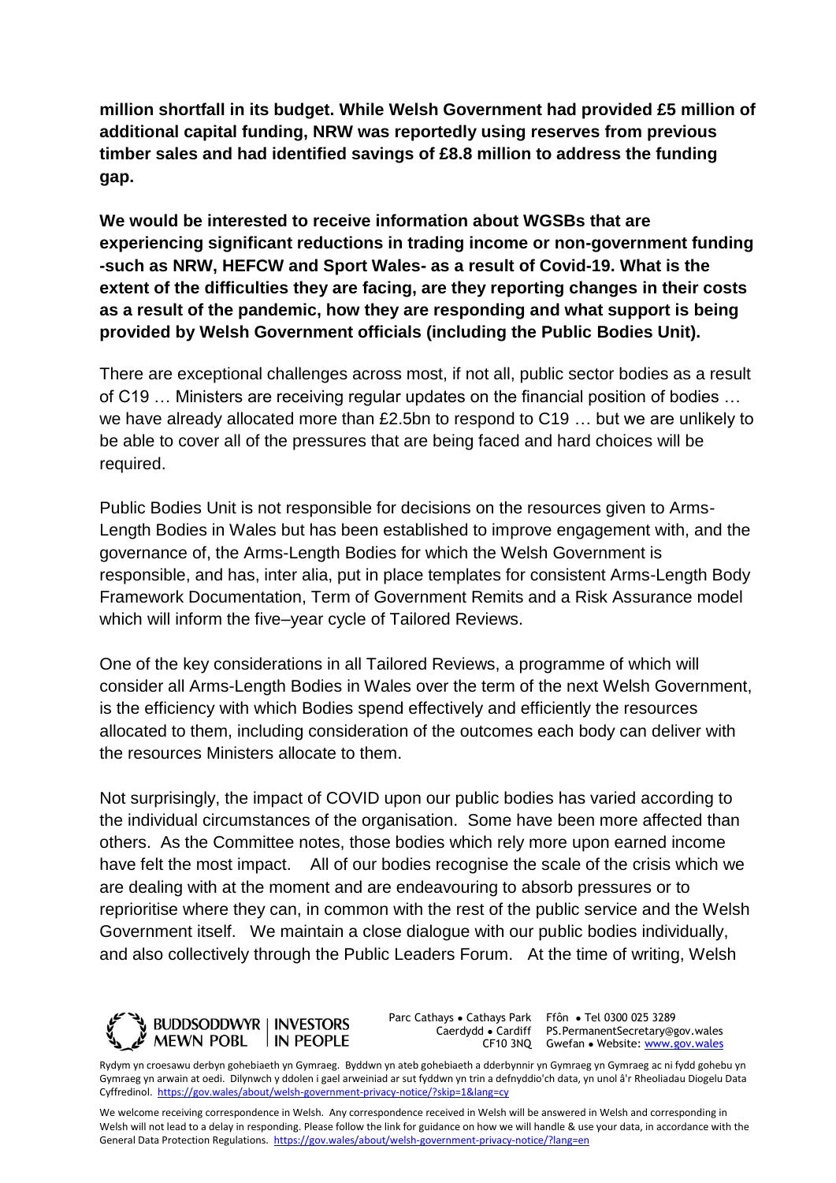**million shortfall in its budget. While Welsh Government had provided £5 million of additional capital funding, NRW was reportedly using reserves from previous timber sales and had identified savings of £8.8 million to address the funding gap.**

**We would be interested to receive information about WGSBs that are experiencing significant reductions in trading income or non-government funding -such as NRW, HEFCW and Sport Wales- as a result of Covid-19. What is the extent of the difficulties they are facing, are they reporting changes in their costs as a result of the pandemic, how they are responding and what support is being provided by Welsh Government officials (including the Public Bodies Unit).**

There are exceptional challenges across most, if not all, public sector bodies as a result of C19 … Ministers are receiving regular updates on the financial position of bodies … we have already allocated more than £2.5bn to respond to C19 … but we are unlikely to be able to cover all of the pressures that are being faced and hard choices will be required.

Public Bodies Unit is not responsible for decisions on the resources given to Arms-Length Bodies in Wales but has been established to improve engagement with, and the governance of, the Arms-Length Bodies for which the Welsh Government is responsible, and has, inter alia, put in place templates for consistent Arms-Length Body Framework Documentation, Term of Government Remits and a Risk Assurance model which will inform the five–year cycle of Tailored Reviews.

One of the key considerations in all Tailored Reviews, a programme of which will consider all Arms-Length Bodies in Wales over the term of the next Welsh Government, is the efficiency with which Bodies spend effectively and efficiently the resources allocated to them, including consideration of the outcomes each body can deliver with the resources Ministers allocate to them.

Not surprisingly, the impact of COVID upon our public bodies has varied according to the individual circumstances of the organisation. Some have been more affected than others. As the Committee notes, those bodies which rely more upon earned income have felt the most impact. All of our bodies recognise the scale of the crisis which we are dealing with at the moment and are endeavouring to absorb pressures or to reprioritise where they can, in common with the rest of the public service and the Welsh Government itself. We maintain a close dialogue with our public bodies individually, and also collectively through the Public Leaders Forum. At the time of writing, Welsh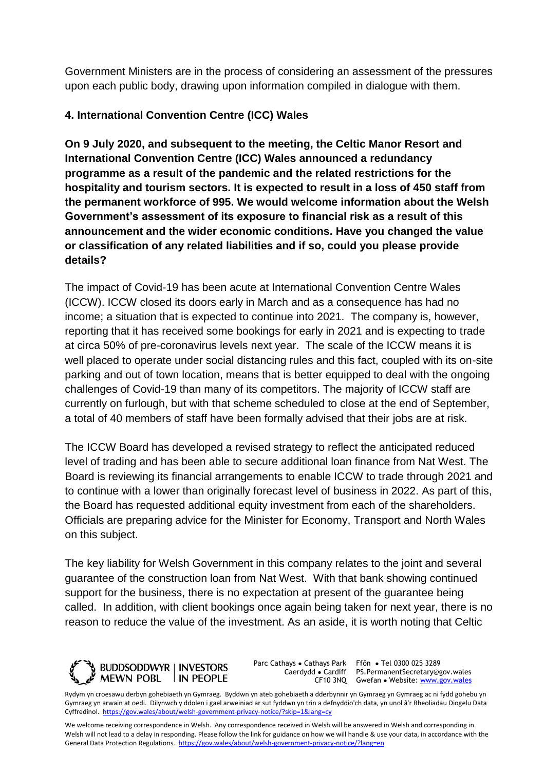Government Ministers are in the process of considering an assessment of the pressures upon each public body, drawing upon information compiled in dialogue with them.

**4. International Convention Centre (ICC) Wales**

**On 9 July 2020, and subsequent to the meeting, the Celtic Manor Resort and International Convention Centre (ICC) Wales announced a redundancy programme as a result of the pandemic and the related restrictions for the hospitality and tourism sectors. It is expected to result in a loss of 450 staff from the permanent workforce of 995. We would welcome information about the Welsh Government's assessment of its exposure to financial risk as a result of this announcement and the wider economic conditions. Have you changed the value or classification of any related liabilities and if so, could you please provide details?**

The impact of Covid-19 has been acute at International Convention Centre Wales (ICCW). ICCW closed its doors early in March and as a consequence has had no income; a situation that is expected to continue into 2021. The company is, however, reporting that it has received some bookings for early in 2021 and is expecting to trade at circa 50% of pre-coronavirus levels next year. The scale of the ICCW means it is well placed to operate under social distancing rules and this fact, coupled with its on-site parking and out of town location, means that is better equipped to deal with the ongoing challenges of Covid-19 than many of its competitors. The majority of ICCW staff are currently on furlough, but with that scheme scheduled to close at the end of September, a total of 40 members of staff have been formally advised that their jobs are at risk.

The ICCW Board has developed a revised strategy to reflect the anticipated reduced level of trading and has been able to secure additional loan finance from Nat West. The Board is reviewing its financial arrangements to enable ICCW to trade through 2021 and to continue with a lower than originally forecast level of business in 2022. As part of this, the Board has requested additional equity investment from each of the shareholders. Officials are preparing advice for the Minister for Economy, Transport and North Wales on this subject.

The key liability for Welsh Government in this company relates to the joint and several guarantee of the construction loan from Nat West. With that bank showing continued support for the business, there is no expectation at present of the guarantee being called. In addition, with client bookings once again being taken for next year, there is no reason to reduce the value of the investment. As an aside, it is worth noting that Celtic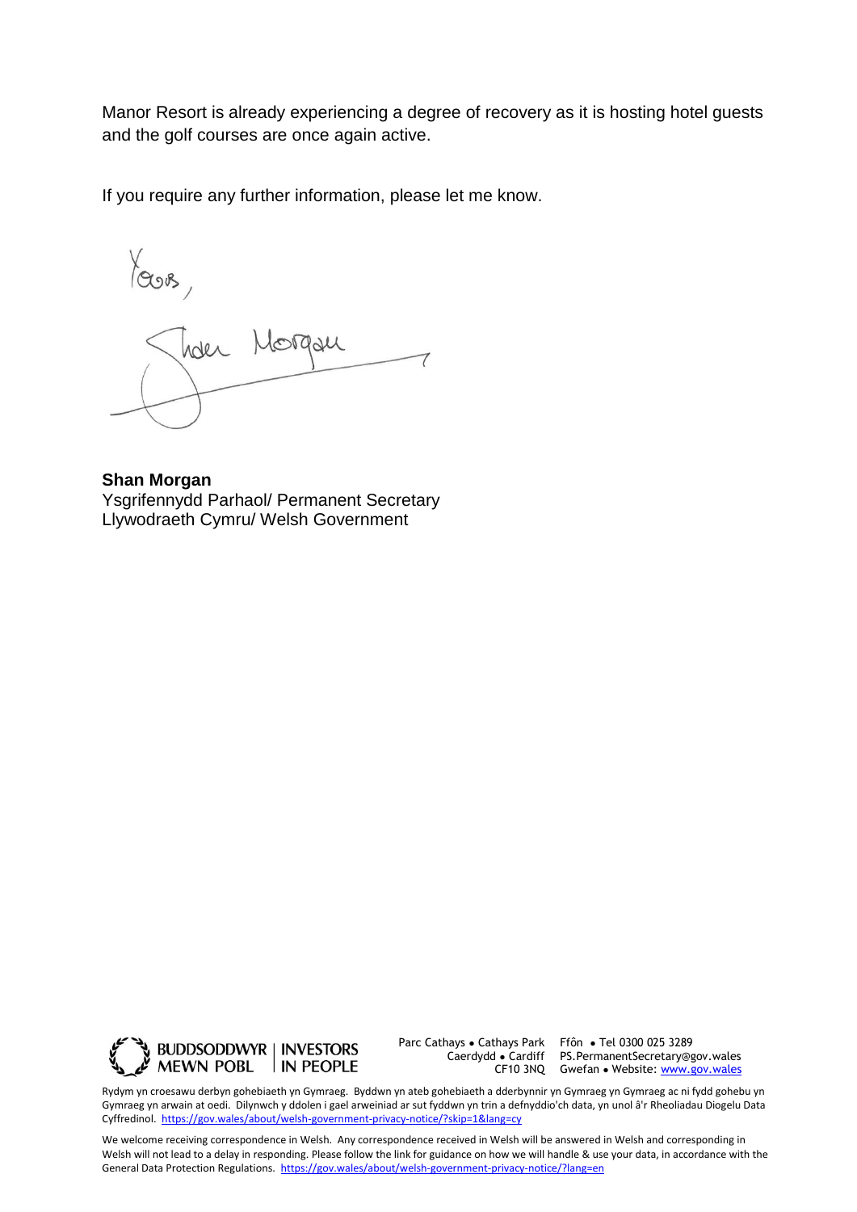Manor Resort is already experiencing a degree of recovery as it is hosting hotel guests and the golf courses are once again active.

If you require any further information, please let me know.

Yours,

**Shan Morgan**
Ysgrifennydd Parhaol/ Permanent Secretary
Llywodraeth Cymru/ Welsh Government

BUDDSODDWYR MEWN POBL | INVESTORS IN PEOPLE

Parc Cathays • Cathays Park
Caerdydd • Cardiff
CF10 3NQ

Ffôn • Tel 0300 025 3289
PS.PermanentSecretary@gov.wales
Gwefan • Website: www.gov.wales

Rydym yn croesawu derbyn gohebiaeth yn Gymraeg. Byddwn yn ateb gohebiaeth a dderbynnir yn Gymraeg yn Gymraeg ac ni fydd gohebu yn Gymraeg yn arwain at oedi. Dilynwch y ddolen i gael arweiniad ar sut fyddwn yn trin a defnyddio'ch data, yn unol â'r Rheoliadau Diogelu Data Cyffredinol. https://gov.wales/about/welsh-government-privacy-notice/?skip=1&lang=cy

We welcome receiving correspondence in Welsh. Any correspondence received in Welsh will be answered in Welsh and corresponding in Welsh will not lead to a delay in responding. Please follow the link for guidance on how we will handle & use your data, in accordance with the General Data Protection Regulations. https://gov.wales/about/welsh-government-privacy-notice/?lang=en